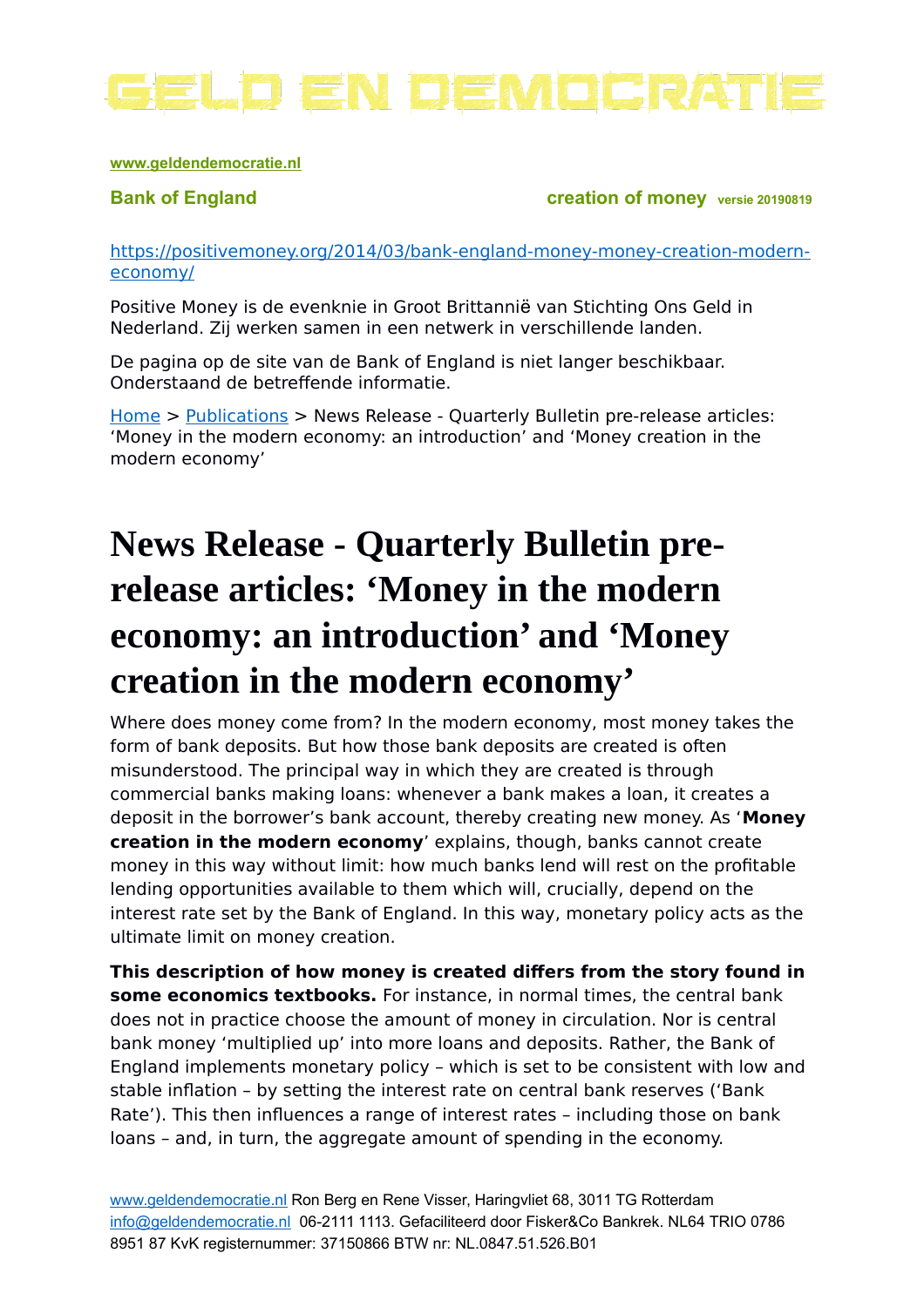# GELD EN DEMOCRATIE

**www.geldendemocratie.nl**

**Bank of England** **creation of money** **versie 20190819**

https://positivemoney.org/2014/03/bank-england-money-money-creation-modern-economy/

Positive Money is de evenknie in Groot Brittannië van Stichting Ons Geld in Nederland. Zij werken samen in een netwerk in verschillende landen.

De pagina op de site van de Bank of England is niet langer beschikbaar. Onderstaand de betreffende informatie.

Home > Publications > News Release - Quarterly Bulletin pre-release articles: 'Money in the modern economy: an introduction' and 'Money creation in the modern economy'

# News Release - Quarterly Bulletin pre-release articles: 'Money in the modern economy: an introduction' and 'Money creation in the modern economy'

Where does money come from? In the modern economy, most money takes the form of bank deposits. But how those bank deposits are created is often misunderstood. The principal way in which they are created is through commercial banks making loans: whenever a bank makes a loan, it creates a deposit in the borrower's bank account, thereby creating new money. As '**Money creation in the modern economy**' explains, though, banks cannot create money in this way without limit: how much banks lend will rest on the profitable lending opportunities available to them which will, crucially, depend on the interest rate set by the Bank of England. In this way, monetary policy acts as the ultimate limit on money creation.

**This description of how money is created differs from the story found in some economics textbooks.** For instance, in normal times, the central bank does not in practice choose the amount of money in circulation. Nor is central bank money 'multiplied up' into more loans and deposits. Rather, the Bank of England implements monetary policy – which is set to be consistent with low and stable inflation – by setting the interest rate on central bank reserves ('Bank Rate'). This then influences a range of interest rates – including those on bank loans – and, in turn, the aggregate amount of spending in the economy.

www.geldendemocratie.nl Ron Berg en Rene Visser, Haringvliet 68, 3011 TG Rotterdam info@geldendemocratie.nl 06-2111 1113. Gefaciliteerd door Fisker&Co Bankrek. NL64 TRIO 0786 8951 87 KvK registernummer: 37150866 BTW nr: NL.0847.51.526.B01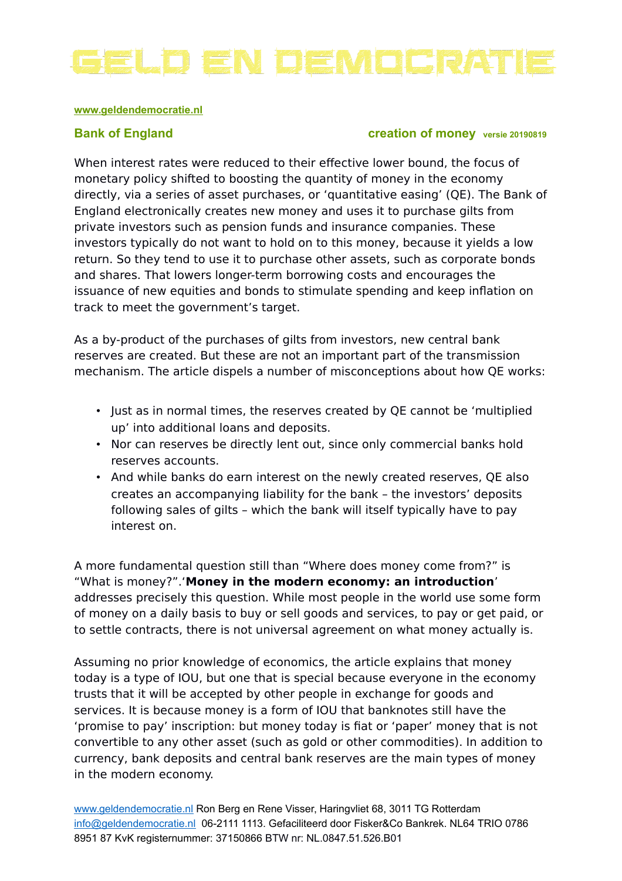# GELD EN DEMOCRATIE

www.geldendemocratie.nl

**Bank of England** **creation of money** versie 20190819

When interest rates were reduced to their effective lower bound, the focus of monetary policy shifted to boosting the quantity of money in the economy directly, via a series of asset purchases, or 'quantitative easing' (QE). The Bank of England electronically creates new money and uses it to purchase gilts from private investors such as pension funds and insurance companies. These investors typically do not want to hold on to this money, because it yields a low return. So they tend to use it to purchase other assets, such as corporate bonds and shares. That lowers longer-term borrowing costs and encourages the issuance of new equities and bonds to stimulate spending and keep inflation on track to meet the government's target.

As a by-product of the purchases of gilts from investors, new central bank reserves are created. But these are not an important part of the transmission mechanism. The article dispels a number of misconceptions about how QE works:

- Just as in normal times, the reserves created by QE cannot be 'multiplied up' into additional loans and deposits.
- Nor can reserves be directly lent out, since only commercial banks hold reserves accounts.
- And while banks do earn interest on the newly created reserves, QE also creates an accompanying liability for the bank – the investors' deposits following sales of gilts – which the bank will itself typically have to pay interest on.

A more fundamental question still than "Where does money come from?" is "What is money?".'**Money in the modern economy: an introduction**' addresses precisely this question. While most people in the world use some form of money on a daily basis to buy or sell goods and services, to pay or get paid, or to settle contracts, there is not universal agreement on what money actually is.

Assuming no prior knowledge of economics, the article explains that money today is a type of IOU, but one that is special because everyone in the economy trusts that it will be accepted by other people in exchange for goods and services. It is because money is a form of IOU that banknotes still have the 'promise to pay' inscription: but money today is fiat or 'paper' money that is not convertible to any other asset (such as gold or other commodities). In addition to currency, bank deposits and central bank reserves are the main types of money in the modern economy.

www.geldendemocratie.nl Ron Berg en Rene Visser, Haringvliet 68, 3011 TG Rotterdam
info@geldendemocratie.nl 06-2111 1113. Gefaciliteerd door Fisker&Co Bankrek. NL64 TRIO 0786 8951 87 KvK registernummer: 37150866 BTW nr: NL.0847.51.526.B01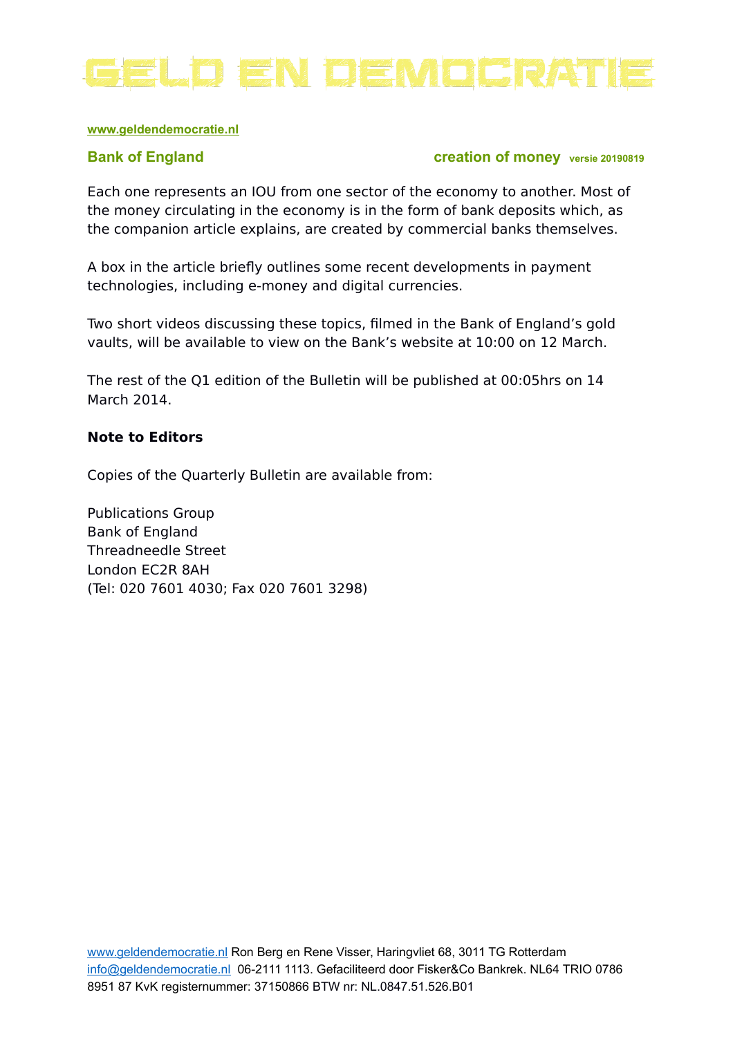Each one represents an IOU from one sector of the economy to another. Most of the money circulating in the economy is in the form of bank deposits which, as the companion article explains, are created by commercial banks themselves.

A box in the article briefly outlines some recent developments in payment technologies, including e-money and digital currencies.

Two short videos discussing these topics, filmed in the Bank of England's gold vaults, will be available to view on the Bank's website at 10:00 on 12 March.

The rest of the Q1 edition of the Bulletin will be published at 00:05hrs on 14 March 2014.

**Note to Editors**

Copies of the Quarterly Bulletin are available from:

Publications Group
Bank of England
Threadneedle Street
London EC2R 8AH
(Tel: 020 7601 4030; Fax 020 7601 3298)